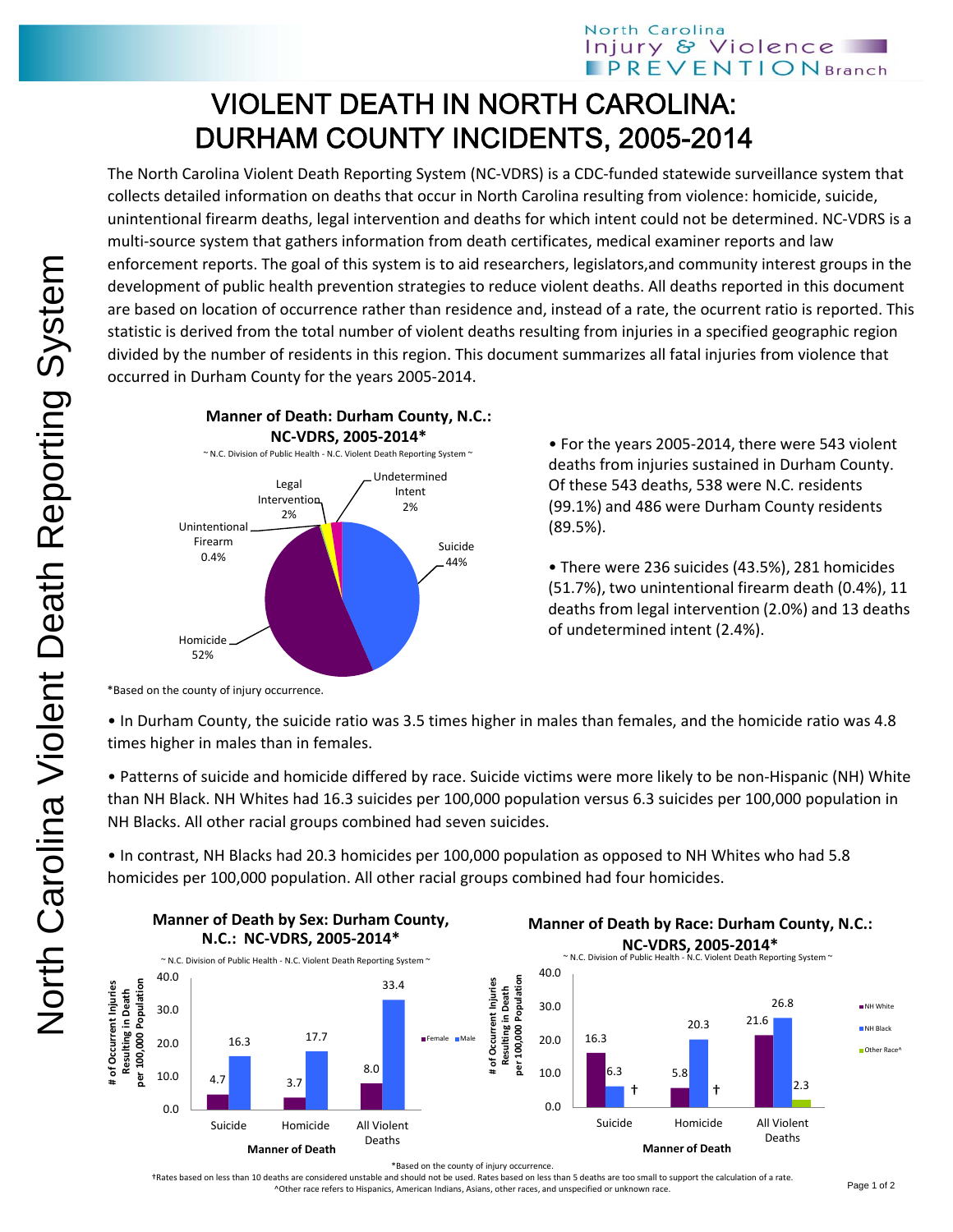# VIOLENT DEATH IN NORTH CAROLINA: DURHAM COUNTY INCIDENTS, 2005-2014

The North Carolina Violent Death Reporting System (NC-VDRS) is a CDC-funded statewide surveillance system that collects detailed information on deaths that occur in North Carolina resulting from violence: homicide, suicide, unintentional firearm deaths, legal intervention and deaths for which intent could not be determined. NC-VDRS is a multi-source system that gathers information from death certificates, medical examiner reports and law enforcement reports. The goal of this system is to aid researchers, legislators,and community interest groups in the development of public health prevention strategies to reduce violent deaths. All deaths reported in this document are based on location of occurrence rather than residence and, instead of a rate, the ocurrent ratio is reported. This statistic is derived from the total number of violent deaths resulting from injuries in a specified geographic region divided by the number of residents in this region. This document summarizes all fatal injuries from violence that occurred in Durham County for the years 2005-2014.

**Manner of Death: Durham County, N.C.: NC-VDRS, 2005-2014***

~ N.C. Division of Public Health - N.C. Violent Death Reporting System ~

| Manner of Death | Percent |
|---|---|
| Suicide | 44% |
| Homicide | 52% |
| Unintentional Firearm | 0.4% |
| Legal Intervention | 2% |
| Undetermined Intent | 2% |

*Based on the county of injury occurrence.

- For the years 2005-2014, there were 543 violent deaths from injuries sustained in Durham County. Of these 543 deaths, 538 were N.C. residents (99.1%) and 486 were Durham County residents (89.5%).
- There were 236 suicides (43.5%), 281 homicides (51.7%), two unintentional firearm death (0.4%), 11 deaths from legal intervention (2.0%) and 13 deaths of undetermined intent (2.4%).

- In Durham County, the suicide ratio was 3.5 times higher in males than females, and the homicide ratio was 4.8 times higher in males than in females.
- Patterns of suicide and homicide differed by race. Suicide victims were more likely to be non-Hispanic (NH) White than NH Black. NH Whites had 16.3 suicides per 100,000 population versus 6.3 suicides per 100,000 population in NH Blacks. All other racial groups combined had seven suicides.
- In contrast, NH Blacks had 20.3 homicides per 100,000 population as opposed to NH Whites who had 5.8 homicides per 100,000 population. All other racial groups combined had four homicides.

**Manner of Death by Sex: Durham County, N.C.: NC-VDRS, 2005-2014***

~ N.C. Division of Public Health - N.C. Violent Death Reporting System ~

# of Occurrent Injuries Resulting in Death per 100,000 Population

| Manner of Death | Female | Male |
|---|---|---|
| Suicide | 4.7 | 16.3 |
| Homicide | 3.7 | 17.7 |
| All Violent Deaths | 8.0 | 33.4 |

**Manner of Death by Race: Durham County, N.C.: NC-VDRS, 2005-2014***

~ N.C. Division of Public Health - N.C. Violent Death Reporting System ~

# of Occurrent Injuries Resulting in Death per 100,000 Population

| Manner of Death | NH White | NH Black | Other Race^ |
|---|---|---|---|
| Suicide | 16.3 | 6.3 | † |
| Homicide | 5.8 | 20.3 | † |
| All Violent Deaths | 21.6 | 26.8 | 2.3 |

*Based on the county of injury occurrence.

†Rates based on less than 10 deaths are considered unstable and should not be used. Rates based on less than 5 deaths are too small to support the calculation of a rate.

^Other race refers to Hispanics, American Indians, Asians, other races, and unspecified or unknown race.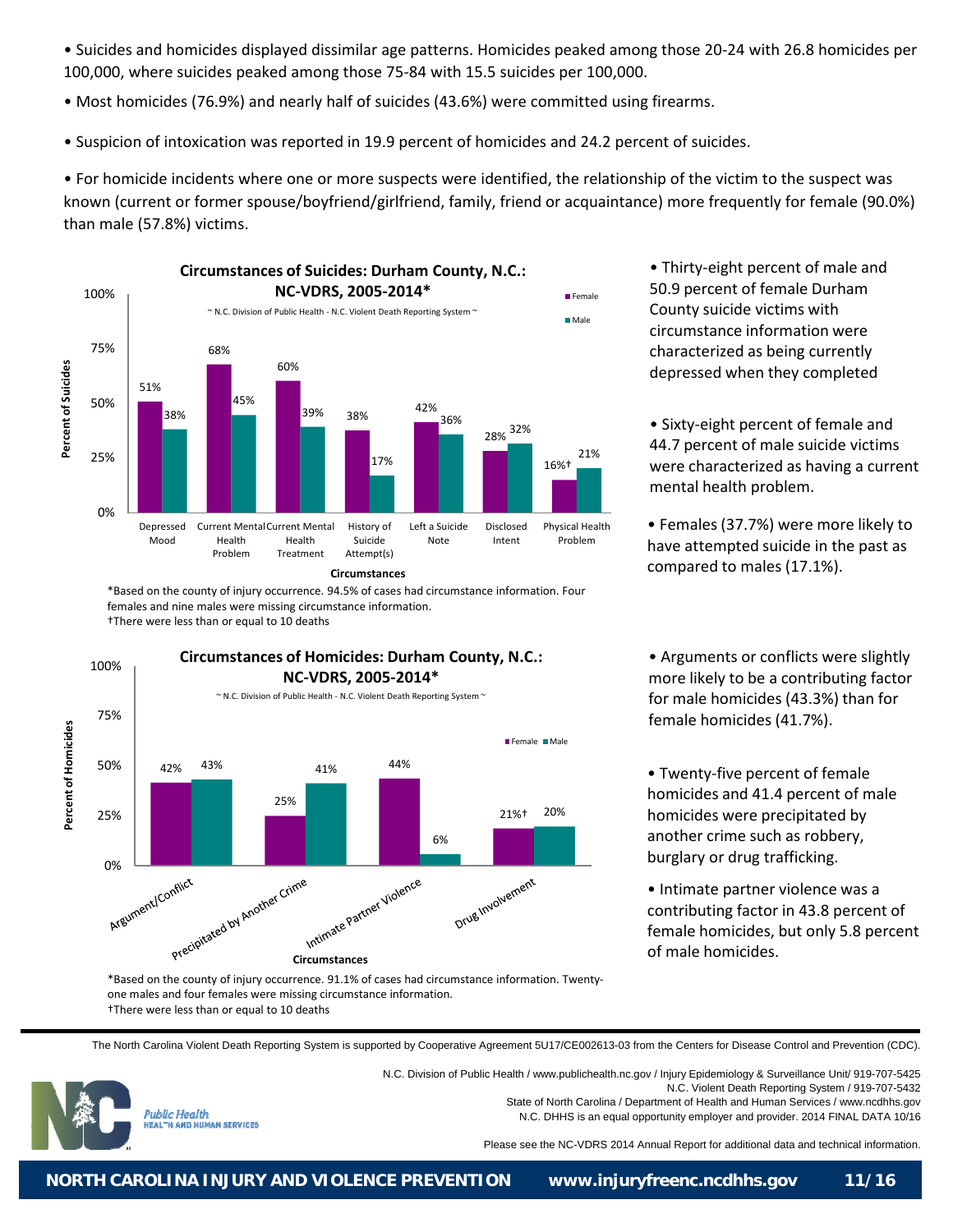• Suicides and homicides displayed dissimilar age patterns. Homicides peaked among those 20-24 with 26.8 homicides per 100,000, where suicides peaked among those 75-84 with 15.5 suicides per 100,000.

• Most homicides (76.9%) and nearly half of suicides (43.6%) were committed using firearms.

• Suspicion of intoxication was reported in 19.9 percent of homicides and 24.2 percent of suicides.

• For homicide incidents where one or more suspects were identified, the relationship of the victim to the suspect was known (current or former spouse/boyfriend/girlfriend, family, friend or acquaintance) more frequently for female (90.0%) than male (57.8%) victims.

**Circumstances of Suicides: Durham County, N.C.: NC-VDRS, 2005-2014***

~ N.C. Division of Public Health - N.C. Violent Death Reporting System ~

Female
Male

Percent of Suicides

100%
75%
50%
25%
0%

Depressed Mood: 51% 38%
Current Mental Health Problem: 68% 45%
Current Mental Health Treatment: 60% 39%
History of Suicide Attempt(s): 38% 17%
Left a Suicide Note: 42% 36%
Disclosed Intent: 28% 32%
Physical Health Problem: 16%† 21%

Circumstances

*Based on the county of injury occurrence. 94.5% of cases had circumstance information. Four females and nine males were missing circumstance information.
†There were less than or equal to 10 deaths

• Thirty-eight percent of male and 50.9 percent of female Durham County suicide victims with circumstance information were characterized as being currently depressed when they completed

• Sixty-eight percent of female and 44.7 percent of male suicide victims were characterized as having a current mental health problem.

• Females (37.7%) were more likely to have attempted suicide in the past as compared to males (17.1%).

**Circumstances of Homicides: Durham County, N.C.: NC-VDRS, 2005-2014***

~ N.C. Division of Public Health - N.C. Violent Death Reporting System ~

Female Male

Percent of Homicides

100%
75%
50%
25%
0%

Argument/Conflict: 42% 43%
Precipitated by Another Crime: 25% 41%
Intimate Partner Violence: 44% 6%
Drug Involvement: 21%† 20%

Circumstances

*Based on the county of injury occurrence. 91.1% of cases had circumstance information. Twenty-one males and four females were missing circumstance information.
†There were less than or equal to 10 deaths

• Arguments or conflicts were slightly more likely to be a contributing factor for male homicides (43.3%) than for female homicides (41.7%).

• Twenty-five percent of female homicides and 41.4 percent of male homicides were precipitated by another crime such as robbery, burglary or drug trafficking.

• Intimate partner violence was a contributing factor in 43.8 percent of female homicides, but only 5.8 percent of male homicides.

The North Carolina Violent Death Reporting System is supported by Cooperative Agreement 5U17/CE002613-03 from the Centers for Disease Control and Prevention (CDC).

N.C. Division of Public Health / www.publichealth.nc.gov / Injury Epidemiology & Surveillance Unit/ 919-707-5425
N.C. Violent Death Reporting System / 919-707-5432
State of North Carolina / Department of Health and Human Services / www.ncdhhs.gov
N.C. DHHS is an equal opportunity employer and provider. 2014 FINAL DATA 10/16

Please see the NC-VDRS 2014 Annual Report for additional data and technical information.